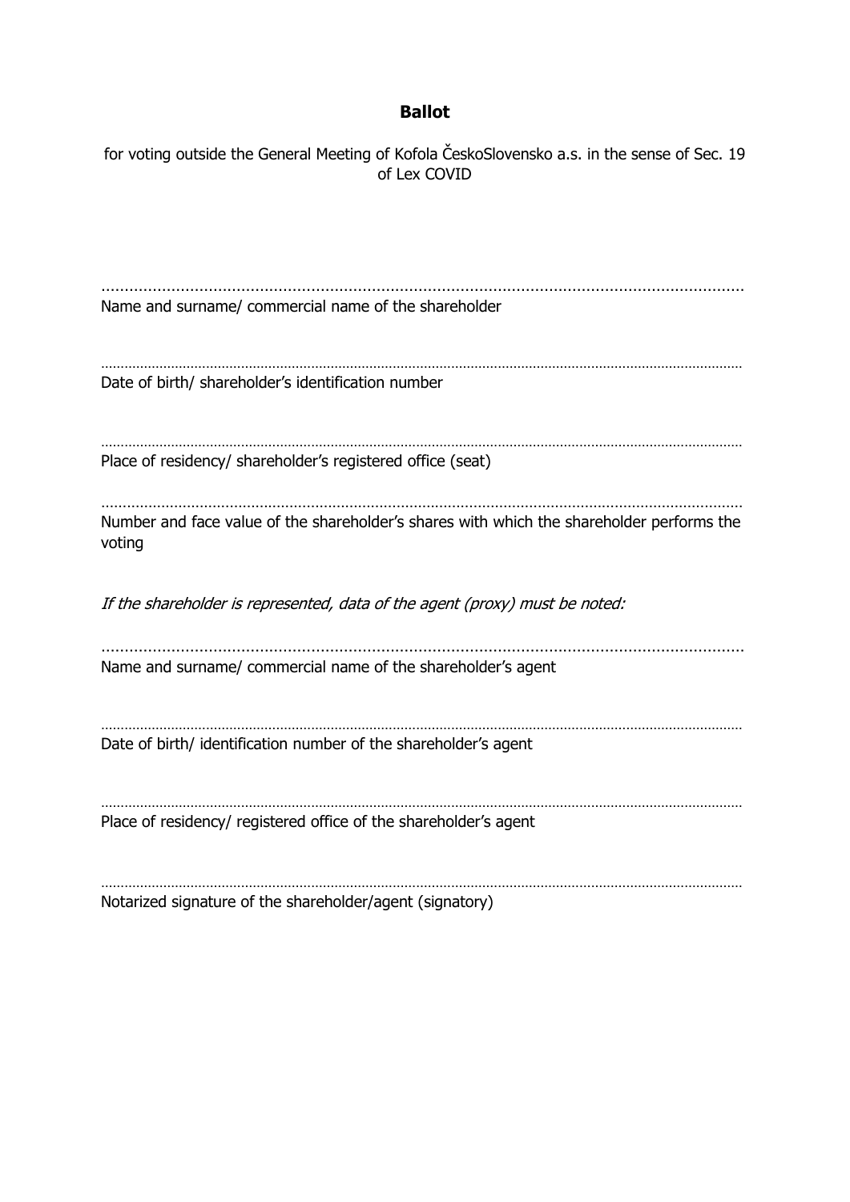# Ballot

for voting outside the General Meeting of Kofola ČeskoSlovensko a.s. in the sense of Sec. 19 of Lex COVID

.......................................................................................................................................

Name and surname/ commercial name of the shareholder

…………………………………………………………………………………………………………………………………………………

Date of birth/ shareholder's identification number

…………………………………………………………………………………………………………………………………………………

Place of residency/ shareholder's registered office (seat)

…………………………………………………………………………………………………………………………………

Number and face value of the shareholder's shares with which the shareholder performs the voting

*If the shareholder is represented, data of the agent (proxy) must be noted:*

.......................................................................................................................................

Name and surname/ commercial name of the shareholder's agent

…………………………………………………………………………………………………………………………………………………

Date of birth/ identification number of the shareholder's agent

…………………………………………………………………………………………………………………………………………………

Place of residency/ registered office of the shareholder's agent

…………………………………………………………………………………………………………………………………………………

Notarized signature of the shareholder/agent (signatory)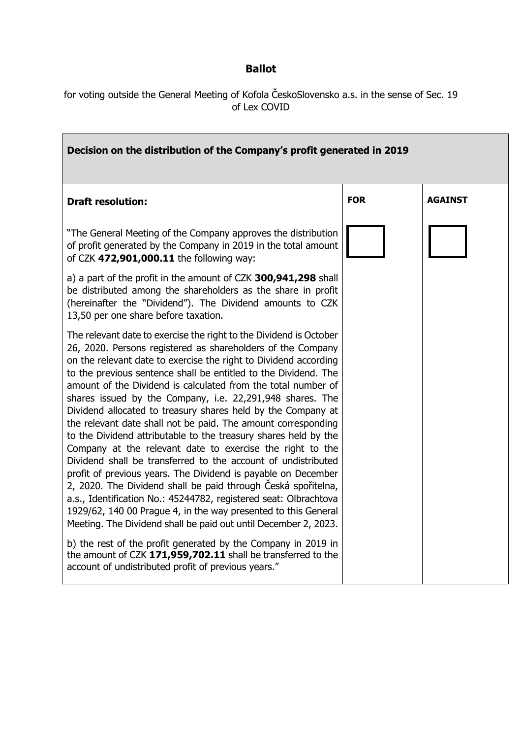**Ballot**

for voting outside the General Meeting of Kofola ČeskoSlovensko a.s. in the sense of Sec. 19 of Lex COVID

| **Decision on the distribution of the Company's profit generated in 2019** | | |
|---|---|---|
| **Draft resolution:** | **FOR** | **AGAINST** |
| "The General Meeting of the Company approves the distribution of profit generated by the Company in 2019 in the total amount of CZK **472,901,000.11** the following way:<br><br>a) a part of the profit in the amount of CZK **300,941,298** shall be distributed among the shareholders as the share in profit (hereinafter the "Dividend"). The Dividend amounts to CZK 13,50 per one share before taxation.<br><br>The relevant date to exercise the right to the Dividend is October 26, 2020. Persons registered as shareholders of the Company on the relevant date to exercise the right to Dividend according to the previous sentence shall be entitled to the Dividend. The amount of the Dividend is calculated from the total number of shares issued by the Company, i.e. 22,291,948 shares. The Dividend allocated to treasury shares held by the Company at the relevant date shall not be paid. The amount corresponding to the Dividend attributable to the treasury shares held by the Company at the relevant date to exercise the right to the Dividend shall be transferred to the account of undistributed profit of previous years. The Dividend is payable on December 2, 2020. The Dividend shall be paid through Česká spořitelna, a.s., Identification No.: 45244782, registered seat: Olbrachtova 1929/62, 140 00 Prague 4, in the way presented to this General Meeting. The Dividend shall be paid out until December 2, 2023.<br><br>b) the rest of the profit generated by the Company in 2019 in the amount of CZK **171,959,702.11** shall be transferred to the account of undistributed profit of previous years." | ☐ | ☐ |